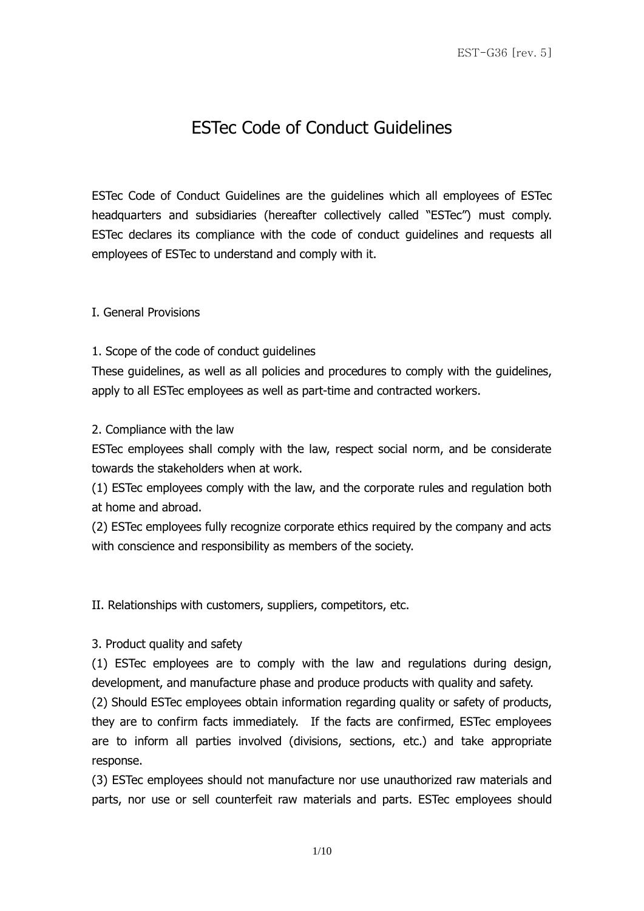# ESTec Code of Conduct Guidelines

ESTec Code of Conduct Guidelines are the guidelines which all employees of ESTec headquarters and subsidiaries (hereafter collectively called "ESTec") must comply. ESTec declares its compliance with the code of conduct guidelines and requests all employees of ESTec to understand and comply with it.

## I. General Provisions

### 1. Scope of the code of conduct guidelines

These guidelines, as well as all policies and procedures to comply with the guidelines, apply to all ESTec employees as well as part-time and contracted workers.

### 2. Compliance with the law

ESTec employees shall comply with the law, respect social norm, and be considerate towards the stakeholders when at work.

(1) ESTec employees comply with the law, and the corporate rules and regulation both at home and abroad.

(2) ESTec employees fully recognize corporate ethics required by the company and acts with conscience and responsibility as members of the society.

## II. Relationships with customers, suppliers, competitors, etc.

### 3. Product quality and safety

(1) ESTec employees are to comply with the law and regulations during design, development, and manufacture phase and produce products with quality and safety.

(2) Should ESTec employees obtain information regarding quality or safety of products, they are to confirm facts immediately. If the facts are confirmed, ESTec employees are to inform all parties involved (divisions, sections, etc.) and take appropriate response.

(3) ESTec employees should not manufacture nor use unauthorized raw materials and parts, nor use or sell counterfeit raw materials and parts. ESTec employees should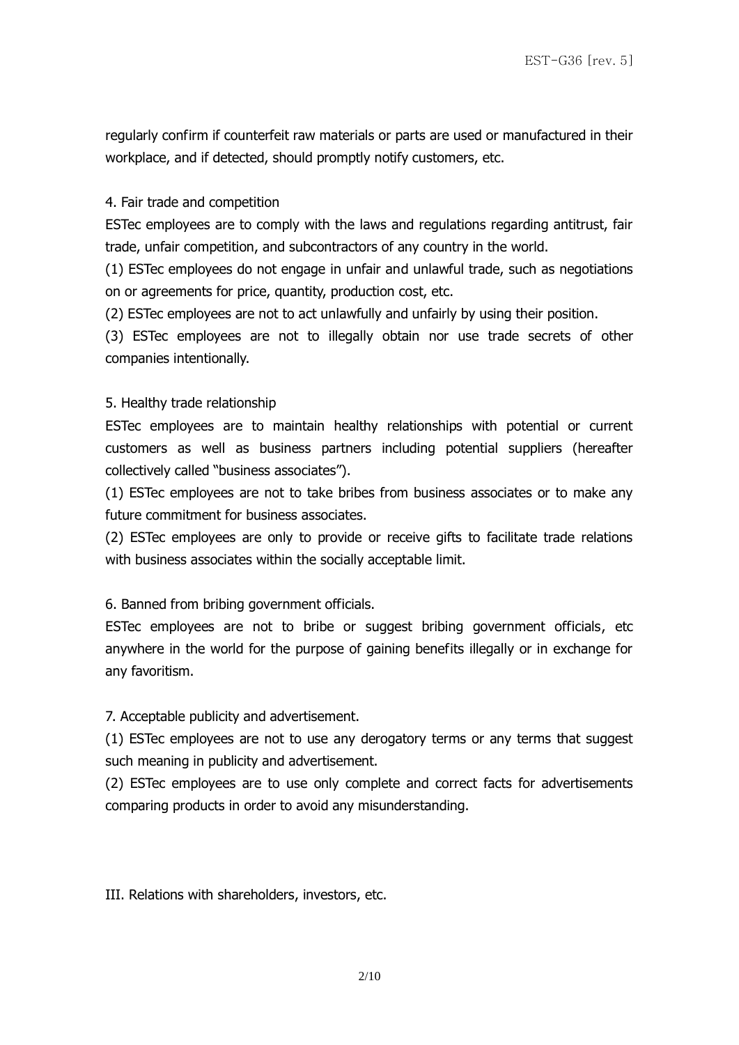regularly confirm if counterfeit raw materials or parts are used or manufactured in their workplace, and if detected, should promptly notify customers, etc.

### 4. Fair trade and competition

ESTec employees are to comply with the laws and regulations regarding antitrust, fair trade, unfair competition, and subcontractors of any country in the world.

(1) ESTec employees do not engage in unfair and unlawful trade, such as negotiations on or agreements for price, quantity, production cost, etc.

(2) ESTec employees are not to act unlawfully and unfairly by using their position.

(3) ESTec employees are not to illegally obtain nor use trade secrets of other companies intentionally.

### 5. Healthy trade relationship

ESTec employees are to maintain healthy relationships with potential or current customers as well as business partners including potential suppliers (hereafter collectively called "business associates").

(1) ESTec employees are not to take bribes from business associates or to make any future commitment for business associates.

(2) ESTec employees are only to provide or receive gifts to facilitate trade relations with business associates within the socially acceptable limit.

### 6. Banned from bribing government officials.

ESTec employees are not to bribe or suggest bribing government officials, etc anywhere in the world for the purpose of gaining benefits illegally or in exchange for any favoritism.

### 7. Acceptable publicity and advertisement.

(1) ESTec employees are not to use any derogatory terms or any terms that suggest such meaning in publicity and advertisement.

(2) ESTec employees are to use only complete and correct facts for advertisements comparing products in order to avoid any misunderstanding.

## III. Relations with shareholders, investors, etc.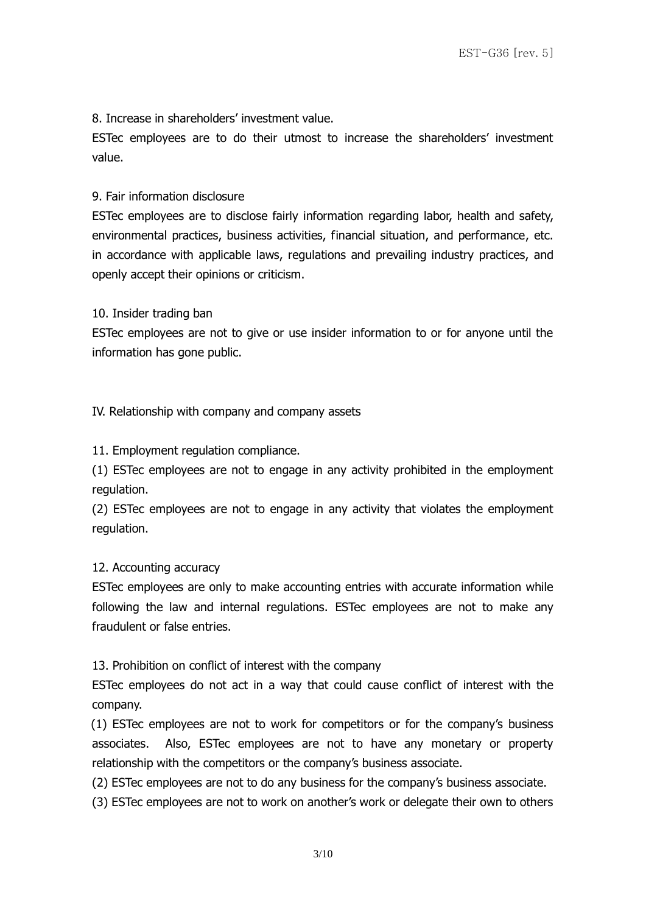8. Increase in shareholders' investment value.

ESTec employees are to do their utmost to increase the shareholders' investment value.

9. Fair information disclosure

ESTec employees are to disclose fairly information regarding labor, health and safety, environmental practices, business activities, financial situation, and performance, etc. in accordance with applicable laws, regulations and prevailing industry practices, and openly accept their opinions or criticism.

10. Insider trading ban

ESTec employees are not to give or use insider information to or for anyone until the information has gone public.

## IV. Relationship with company and company assets

11. Employment regulation compliance.

(1) ESTec employees are not to engage in any activity prohibited in the employment regulation.

(2) ESTec employees are not to engage in any activity that violates the employment regulation.

12. Accounting accuracy

ESTec employees are only to make accounting entries with accurate information while following the law and internal regulations. ESTec employees are not to make any fraudulent or false entries.

13. Prohibition on conflict of interest with the company

ESTec employees do not act in a way that could cause conflict of interest with the company.

(1) ESTec employees are not to work for competitors or for the company's business associates. Also, ESTec employees are not to have any monetary or property relationship with the competitors or the company's business associate.

(2) ESTec employees are not to do any business for the company's business associate.

(3) ESTec employees are not to work on another's work or delegate their own to others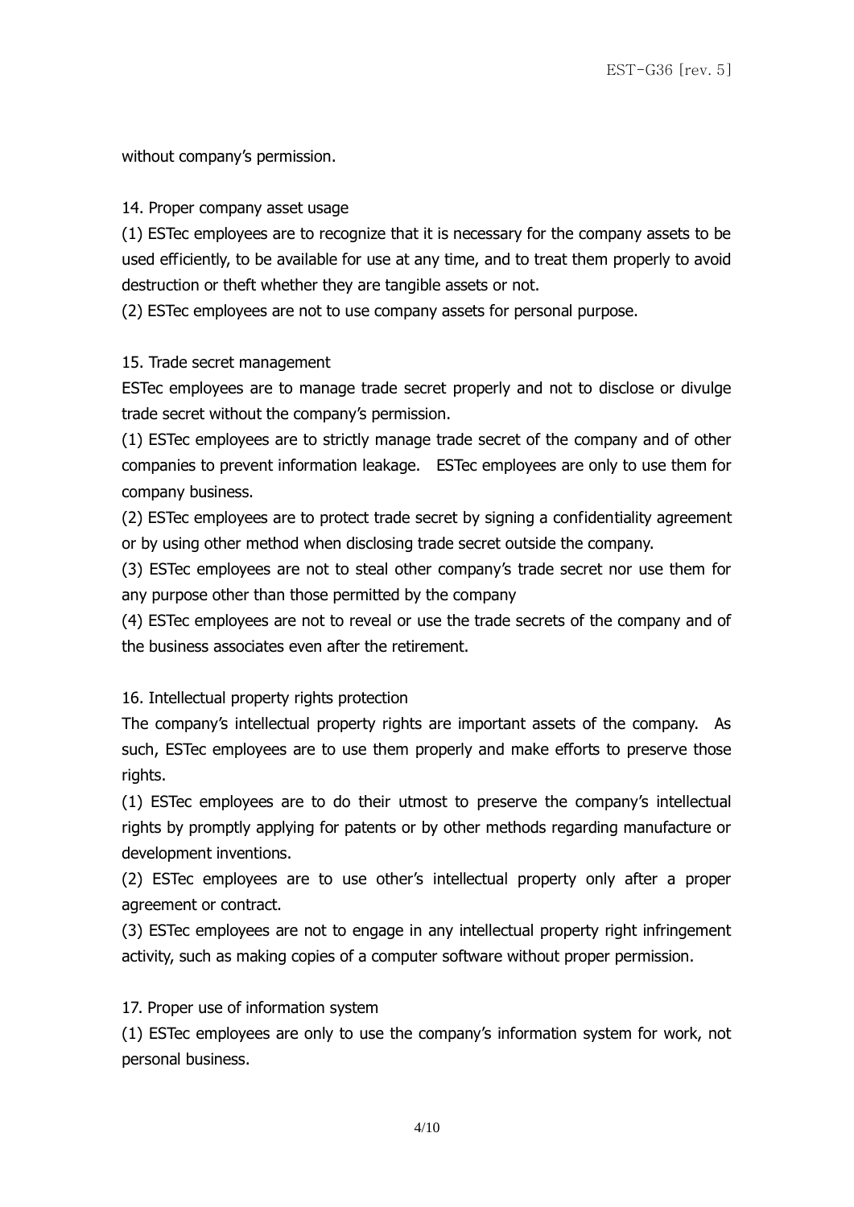without company's permission.

## 14. Proper company asset usage

(1) ESTec employees are to recognize that it is necessary for the company assets to be used efficiently, to be available for use at any time, and to treat them properly to avoid destruction or theft whether they are tangible assets or not.

(2) ESTec employees are not to use company assets for personal purpose.

## 15. Trade secret management

ESTec employees are to manage trade secret properly and not to disclose or divulge trade secret without the company's permission.

(1) ESTec employees are to strictly manage trade secret of the company and of other companies to prevent information leakage. ESTec employees are only to use them for company business.

(2) ESTec employees are to protect trade secret by signing a confidentiality agreement or by using other method when disclosing trade secret outside the company.

(3) ESTec employees are not to steal other company's trade secret nor use them for any purpose other than those permitted by the company

(4) ESTec employees are not to reveal or use the trade secrets of the company and of the business associates even after the retirement.

## 16. Intellectual property rights protection

The company's intellectual property rights are important assets of the company. As such, ESTec employees are to use them properly and make efforts to preserve those rights.

(1) ESTec employees are to do their utmost to preserve the company's intellectual rights by promptly applying for patents or by other methods regarding manufacture or development inventions.

(2) ESTec employees are to use other's intellectual property only after a proper agreement or contract.

(3) ESTec employees are not to engage in any intellectual property right infringement activity, such as making copies of a computer software without proper permission.

## 17. Proper use of information system

(1) ESTec employees are only to use the company's information system for work, not personal business.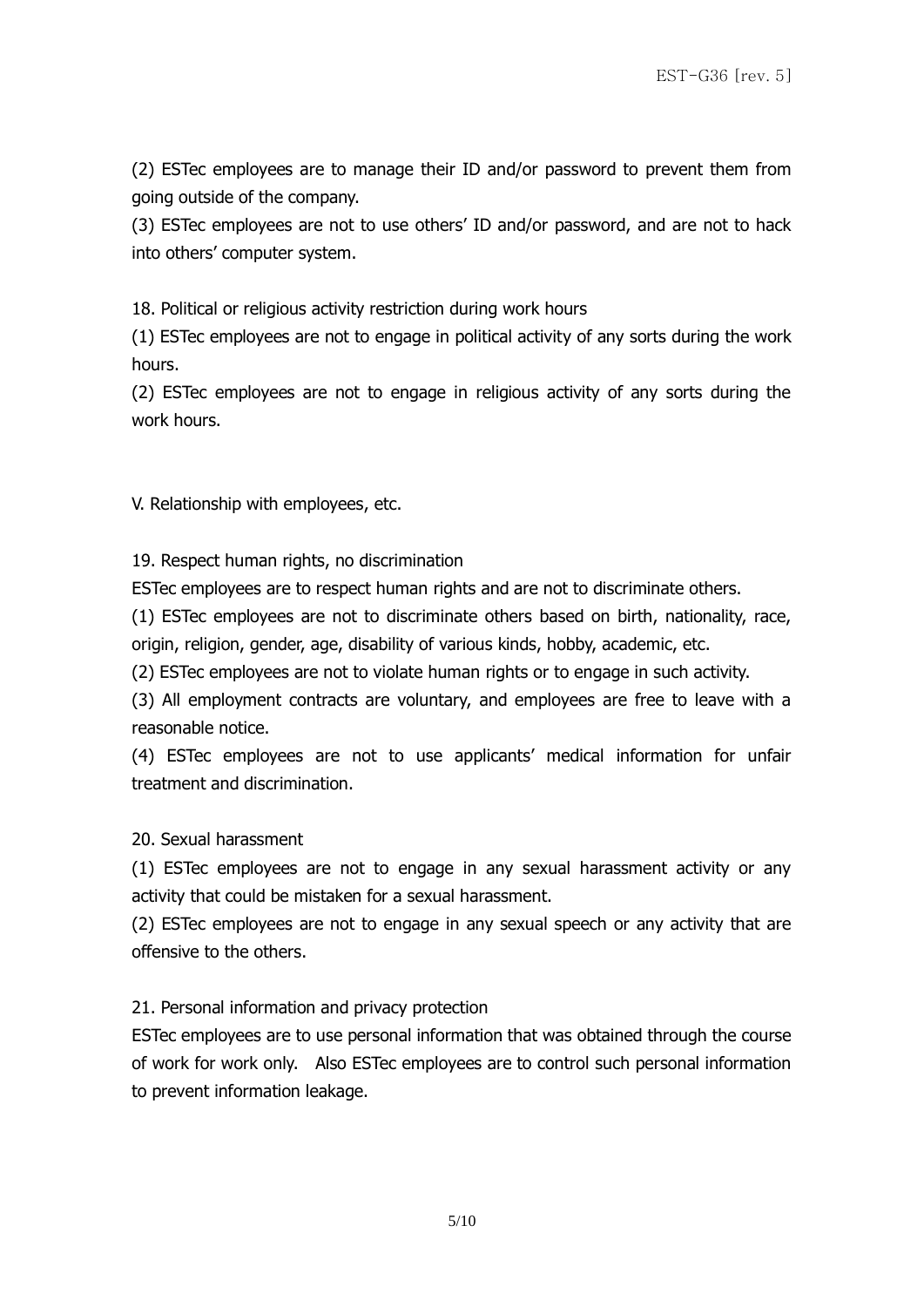(2) ESTec employees are to manage their ID and/or password to prevent them from going outside of the company.

(3) ESTec employees are not to use others' ID and/or password, and are not to hack into others' computer system.

18. Political or religious activity restriction during work hours

(1) ESTec employees are not to engage in political activity of any sorts during the work hours.

(2) ESTec employees are not to engage in religious activity of any sorts during the work hours.

## V. Relationship with employees, etc.

19. Respect human rights, no discrimination

ESTec employees are to respect human rights and are not to discriminate others.

(1) ESTec employees are not to discriminate others based on birth, nationality, race, origin, religion, gender, age, disability of various kinds, hobby, academic, etc.

(2) ESTec employees are not to violate human rights or to engage in such activity.

(3) All employment contracts are voluntary, and employees are free to leave with a reasonable notice.

(4) ESTec employees are not to use applicants' medical information for unfair treatment and discrimination.

20. Sexual harassment

(1) ESTec employees are not to engage in any sexual harassment activity or any activity that could be mistaken for a sexual harassment.

(2) ESTec employees are not to engage in any sexual speech or any activity that are offensive to the others.

21. Personal information and privacy protection

ESTec employees are to use personal information that was obtained through the course of work for work only. Also ESTec employees are to control such personal information to prevent information leakage.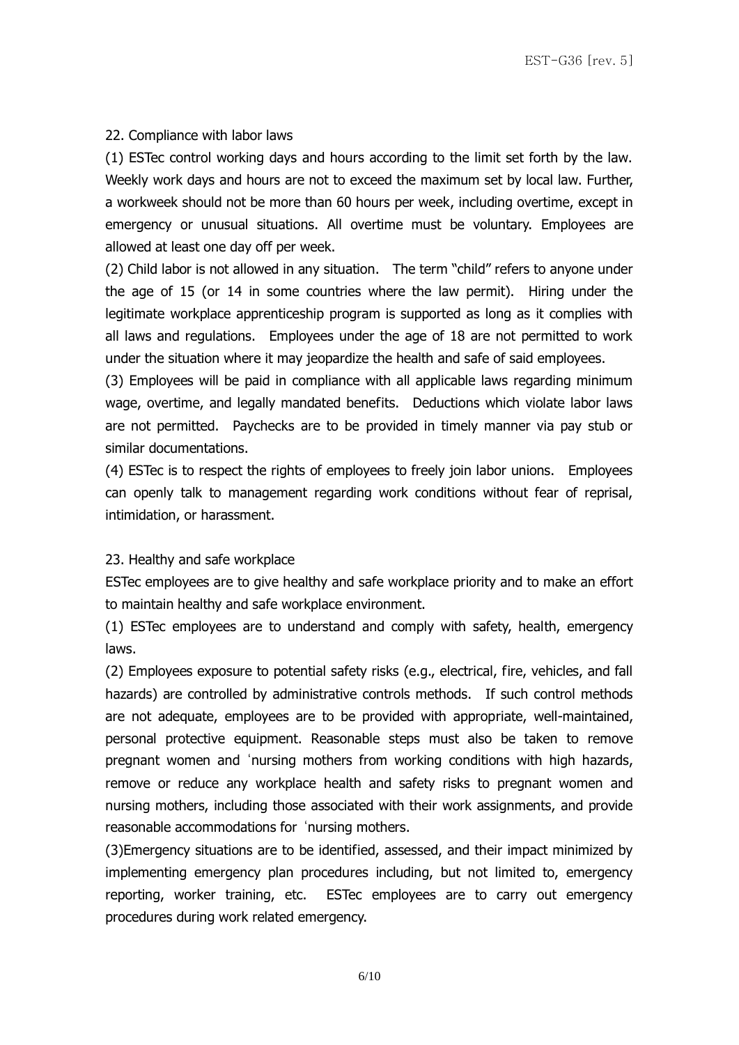## 22. Compliance with labor laws

(1) ESTec control working days and hours according to the limit set forth by the law. Weekly work days and hours are not to exceed the maximum set by local law. Further, a workweek should not be more than 60 hours per week, including overtime, except in emergency or unusual situations. All overtime must be voluntary. Employees are allowed at least one day off per week.

(2) Child labor is not allowed in any situation. The term "child" refers to anyone under the age of 15 (or 14 in some countries where the law permit). Hiring under the legitimate workplace apprenticeship program is supported as long as it complies with all laws and regulations. Employees under the age of 18 are not permitted to work under the situation where it may jeopardize the health and safe of said employees.

(3) Employees will be paid in compliance with all applicable laws regarding minimum wage, overtime, and legally mandated benefits. Deductions which violate labor laws are not permitted. Paychecks are to be provided in timely manner via pay stub or similar documentations.

(4) ESTec is to respect the rights of employees to freely join labor unions. Employees can openly talk to management regarding work conditions without fear of reprisal, intimidation, or harassment.

## 23. Healthy and safe workplace

ESTec employees are to give healthy and safe workplace priority and to make an effort to maintain healthy and safe workplace environment.

(1) ESTec employees are to understand and comply with safety, health, emergency laws.

(2) Employees exposure to potential safety risks (e.g., electrical, fire, vehicles, and fall hazards) are controlled by administrative controls methods. If such control methods are not adequate, employees are to be provided with appropriate, well-maintained, personal protective equipment. Reasonable steps must also be taken to remove pregnant women and ˈnursing mothers from working conditions with high hazards, remove or reduce any workplace health and safety risks to pregnant women and nursing mothers, including those associated with their work assignments, and provide reasonable accommodations for ˈnursing mothers.

(3)Emergency situations are to be identified, assessed, and their impact minimized by implementing emergency plan procedures including, but not limited to, emergency reporting, worker training, etc. ESTec employees are to carry out emergency procedures during work related emergency.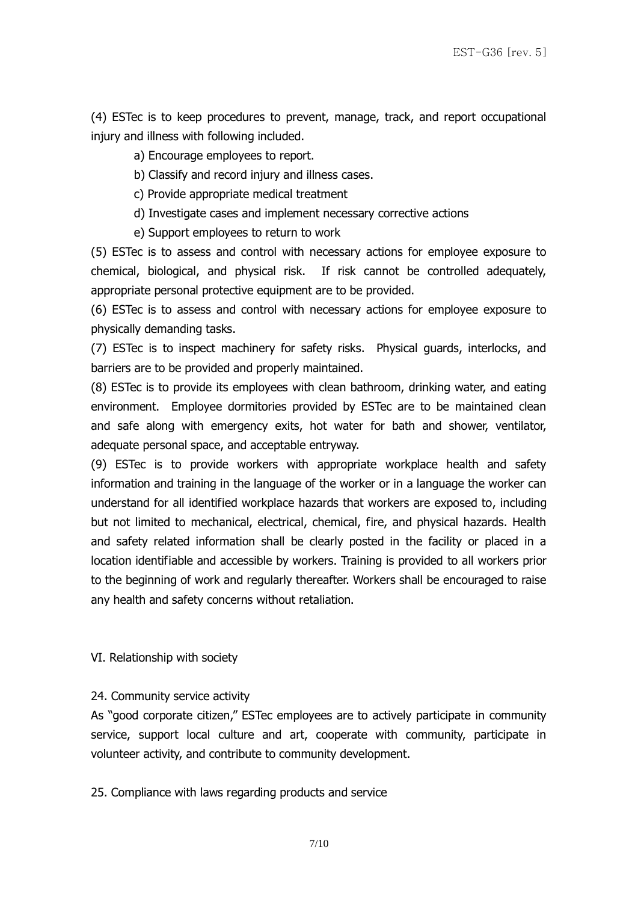(4) ESTec is to keep procedures to prevent, manage, track, and report occupational injury and illness with following included.

- a) Encourage employees to report.
- b) Classify and record injury and illness cases.
- c) Provide appropriate medical treatment
- d) Investigate cases and implement necessary corrective actions
- e) Support employees to return to work

(5) ESTec is to assess and control with necessary actions for employee exposure to chemical, biological, and physical risk. If risk cannot be controlled adequately, appropriate personal protective equipment are to be provided.

(6) ESTec is to assess and control with necessary actions for employee exposure to physically demanding tasks.

(7) ESTec is to inspect machinery for safety risks. Physical guards, interlocks, and barriers are to be provided and properly maintained.

(8) ESTec is to provide its employees with clean bathroom, drinking water, and eating environment. Employee dormitories provided by ESTec are to be maintained clean and safe along with emergency exits, hot water for bath and shower, ventilator, adequate personal space, and acceptable entryway.

(9) ESTec is to provide workers with appropriate workplace health and safety information and training in the language of the worker or in a language the worker can understand for all identified workplace hazards that workers are exposed to, including but not limited to mechanical, electrical, chemical, fire, and physical hazards. Health and safety related information shall be clearly posted in the facility or placed in a location identifiable and accessible by workers. Training is provided to all workers prior to the beginning of work and regularly thereafter. Workers shall be encouraged to raise any health and safety concerns without retaliation.

## VI. Relationship with society

### 24. Community service activity

As "good corporate citizen," ESTec employees are to actively participate in community service, support local culture and art, cooperate with community, participate in volunteer activity, and contribute to community development.

### 25. Compliance with laws regarding products and service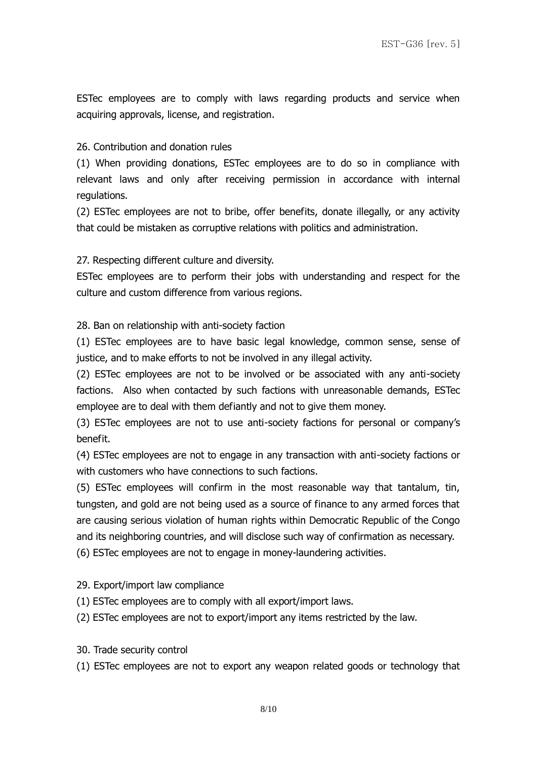ESTec employees are to comply with laws regarding products and service when acquiring approvals, license, and registration.

26. Contribution and donation rules

(1) When providing donations, ESTec employees are to do so in compliance with relevant laws and only after receiving permission in accordance with internal regulations.

(2) ESTec employees are not to bribe, offer benefits, donate illegally, or any activity that could be mistaken as corruptive relations with politics and administration.

27. Respecting different culture and diversity.

ESTec employees are to perform their jobs with understanding and respect for the culture and custom difference from various regions.

28. Ban on relationship with anti-society faction

(1) ESTec employees are to have basic legal knowledge, common sense, sense of justice, and to make efforts to not be involved in any illegal activity.

(2) ESTec employees are not to be involved or be associated with any anti-society factions. Also when contacted by such factions with unreasonable demands, ESTec employee are to deal with them defiantly and not to give them money.

(3) ESTec employees are not to use anti-society factions for personal or company's benefit.

(4) ESTec employees are not to engage in any transaction with anti-society factions or with customers who have connections to such factions.

(5) ESTec employees will confirm in the most reasonable way that tantalum, tin, tungsten, and gold are not being used as a source of finance to any armed forces that are causing serious violation of human rights within Democratic Republic of the Congo and its neighboring countries, and will disclose such way of confirmation as necessary.

(6) ESTec employees are not to engage in money-laundering activities.

29. Export/import law compliance

(1) ESTec employees are to comply with all export/import laws.

(2) ESTec employees are not to export/import any items restricted by the law.

30. Trade security control

(1) ESTec employees are not to export any weapon related goods or technology that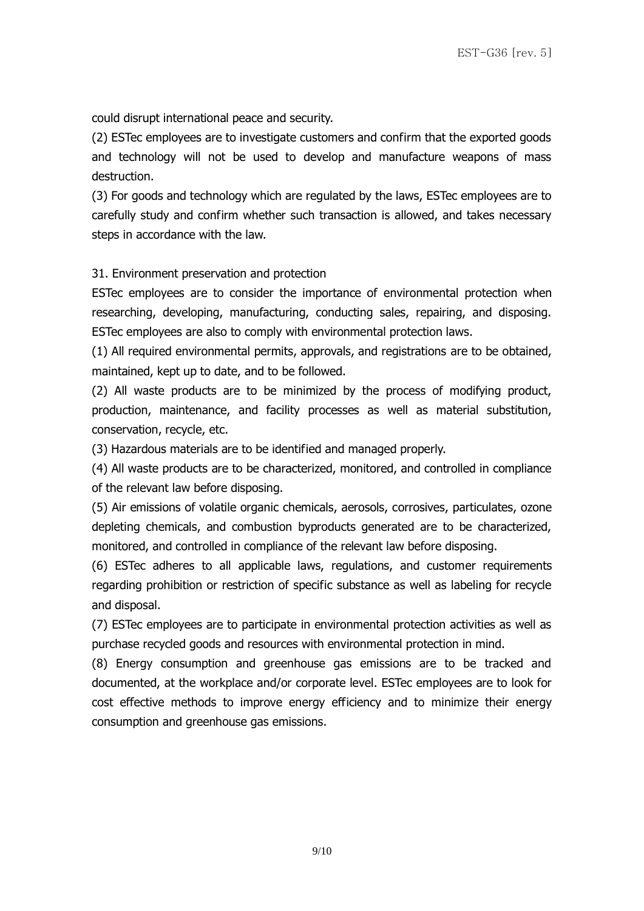could disrupt international peace and security.

(2) ESTec employees are to investigate customers and confirm that the exported goods and technology will not be used to develop and manufacture weapons of mass destruction.

(3) For goods and technology which are regulated by the laws, ESTec employees are to carefully study and confirm whether such transaction is allowed, and takes necessary steps in accordance with the law.

31. Environment preservation and protection

ESTec employees are to consider the importance of environmental protection when researching, developing, manufacturing, conducting sales, repairing, and disposing. ESTec employees are also to comply with environmental protection laws.

(1) All required environmental permits, approvals, and registrations are to be obtained, maintained, kept up to date, and to be followed.

(2) All waste products are to be minimized by the process of modifying product, production, maintenance, and facility processes as well as material substitution, conservation, recycle, etc.

(3) Hazardous materials are to be identified and managed properly.

(4) All waste products are to be characterized, monitored, and controlled in compliance of the relevant law before disposing.

(5) Air emissions of volatile organic chemicals, aerosols, corrosives, particulates, ozone depleting chemicals, and combustion byproducts generated are to be characterized, monitored, and controlled in compliance of the relevant law before disposing.

(6) ESTec adheres to all applicable laws, regulations, and customer requirements regarding prohibition or restriction of specific substance as well as labeling for recycle and disposal.

(7) ESTec employees are to participate in environmental protection activities as well as purchase recycled goods and resources with environmental protection in mind.

(8) Energy consumption and greenhouse gas emissions are to be tracked and documented, at the workplace and/or corporate level. ESTec employees are to look for cost effective methods to improve energy efficiency and to minimize their energy consumption and greenhouse gas emissions.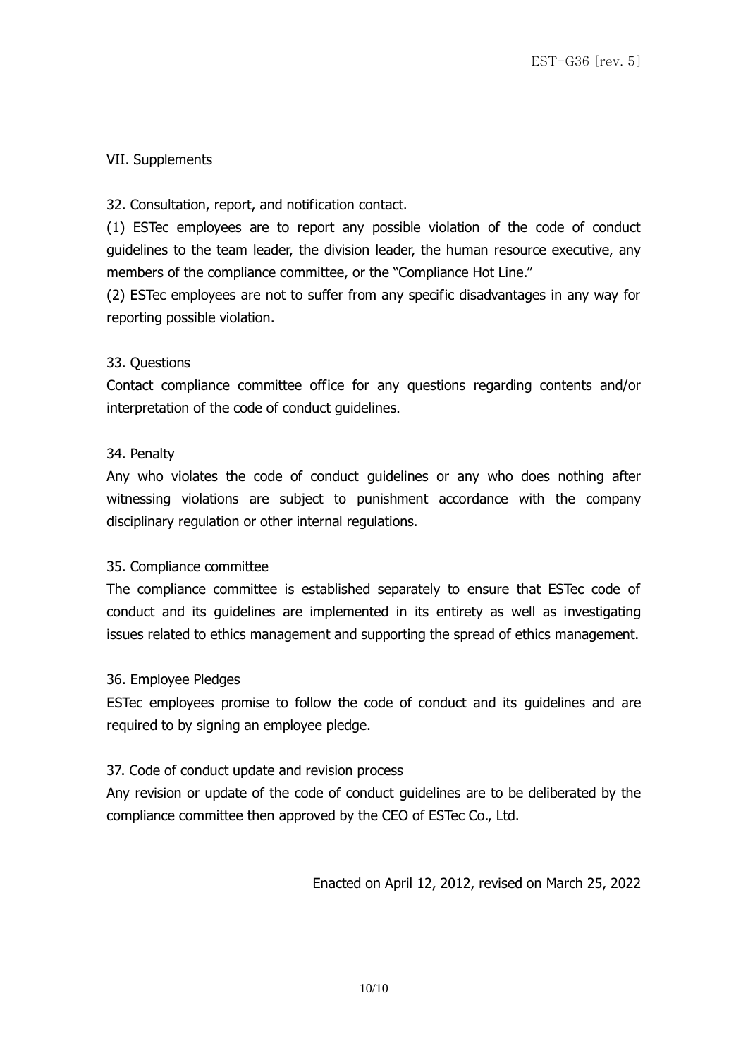## VII. Supplements

### 32. Consultation, report, and notification contact.

(1) ESTec employees are to report any possible violation of the code of conduct guidelines to the team leader, the division leader, the human resource executive, any members of the compliance committee, or the "Compliance Hot Line."

(2) ESTec employees are not to suffer from any specific disadvantages in any way for reporting possible violation.

### 33. Questions

Contact compliance committee office for any questions regarding contents and/or interpretation of the code of conduct guidelines.

### 34. Penalty

Any who violates the code of conduct guidelines or any who does nothing after witnessing violations are subject to punishment accordance with the company disciplinary regulation or other internal regulations.

### 35. Compliance committee

The compliance committee is established separately to ensure that ESTec code of conduct and its guidelines are implemented in its entirety as well as investigating issues related to ethics management and supporting the spread of ethics management.

### 36. Employee Pledges

ESTec employees promise to follow the code of conduct and its guidelines and are required to by signing an employee pledge.

### 37. Code of conduct update and revision process

Any revision or update of the code of conduct guidelines are to be deliberated by the compliance committee then approved by the CEO of ESTec Co., Ltd.

Enacted on April 12, 2012, revised on March 25, 2022